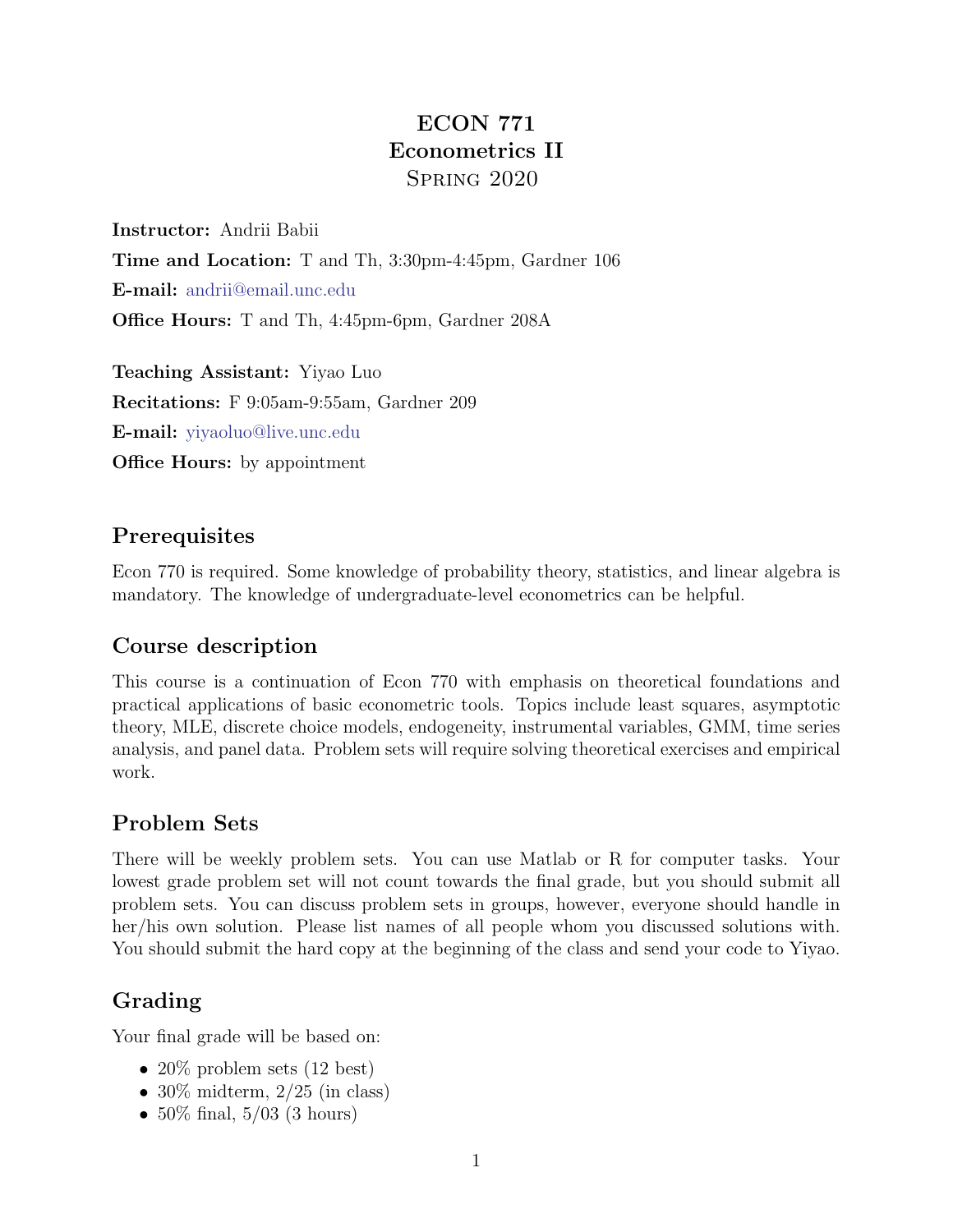# ECON 771
# Econometrics II
## Spring 2020

**Instructor:** Andrii Babii

**Time and Location:** T and Th, 3:30pm-4:45pm, Gardner 106

**E-mail:** andrii@email.unc.edu

**Office Hours:** T and Th, 4:45pm-6pm, Gardner 208A

**Teaching Assistant:** Yiyao Luo

**Recitations:** F 9:05am-9:55am, Gardner 209

**E-mail:** yiyaoluo@live.unc.edu

**Office Hours:** by appointment

## Prerequisites

Econ 770 is required. Some knowledge of probability theory, statistics, and linear algebra is mandatory. The knowledge of undergraduate-level econometrics can be helpful.

## Course description

This course is a continuation of Econ 770 with emphasis on theoretical foundations and practical applications of basic econometric tools. Topics include least squares, asymptotic theory, MLE, discrete choice models, endogeneity, instrumental variables, GMM, time series analysis, and panel data. Problem sets will require solving theoretical exercises and empirical work.

## Problem Sets

There will be weekly problem sets. You can use Matlab or R for computer tasks. Your lowest grade problem set will not count towards the final grade, but you should submit all problem sets. You can discuss problem sets in groups, however, everyone should handle in her/his own solution. Please list names of all people whom you discussed solutions with. You should submit the hard copy at the beginning of the class and send your code to Yiyao.

## Grading

Your final grade will be based on:

- 20% problem sets (12 best)
- 30% midterm, 2/25 (in class)
- 50% final, 5/03 (3 hours)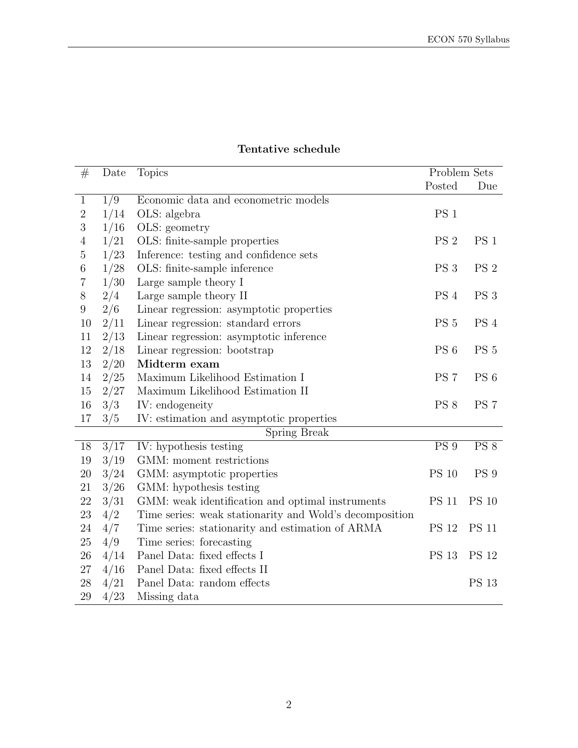**Tentative schedule**

| # | Date | Topics | Problem Sets | |
|---|---|---|---|---|
| | | | Posted | Due |
| 1 | 1/9 | Economic data and econometric models | | |
| 2 | 1/14 | OLS: algebra | PS 1 | |
| 3 | 1/16 | OLS: geometry | | |
| 4 | 1/21 | OLS: finite-sample properties | PS 2 | PS 1 |
| 5 | 1/23 | Inference: testing and confidence sets | | |
| 6 | 1/28 | OLS: finite-sample inference | PS 3 | PS 2 |
| 7 | 1/30 | Large sample theory I | | |
| 8 | 2/4 | Large sample theory II | PS 4 | PS 3 |
| 9 | 2/6 | Linear regression: asymptotic properties | | |
| 10 | 2/11 | Linear regression: standard errors | PS 5 | PS 4 |
| 11 | 2/13 | Linear regression: asymptotic inference | | |
| 12 | 2/18 | Linear regression: bootstrap | PS 6 | PS 5 |
| 13 | 2/20 | **Midterm exam** | | |
| 14 | 2/25 | Maximum Likelihood Estimation I | PS 7 | PS 6 |
| 15 | 2/27 | Maximum Likelihood Estimation II | | |
| 16 | 3/3 | IV: endogeneity | PS 8 | PS 7 |
| 17 | 3/5 | IV: estimation and asymptotic properties | | |
| | | Spring Break | | |
| 18 | 3/17 | IV: hypothesis testing | PS 9 | PS 8 |
| 19 | 3/19 | GMM: moment restrictions | | |
| 20 | 3/24 | GMM: asymptotic properties | PS 10 | PS 9 |
| 21 | 3/26 | GMM: hypothesis testing | | |
| 22 | 3/31 | GMM: weak identification and optimal instruments | PS 11 | PS 10 |
| 23 | 4/2 | Time series: weak stationarity and Wold's decomposition | | |
| 24 | 4/7 | Time series: stationarity and estimation of ARMA | PS 12 | PS 11 |
| 25 | 4/9 | Time series: forecasting | | |
| 26 | 4/14 | Panel Data: fixed effects I | PS 13 | PS 12 |
| 27 | 4/16 | Panel Data: fixed effects II | | |
| 28 | 4/21 | Panel Data: random effects | | PS 13 |
| 29 | 4/23 | Missing data | | |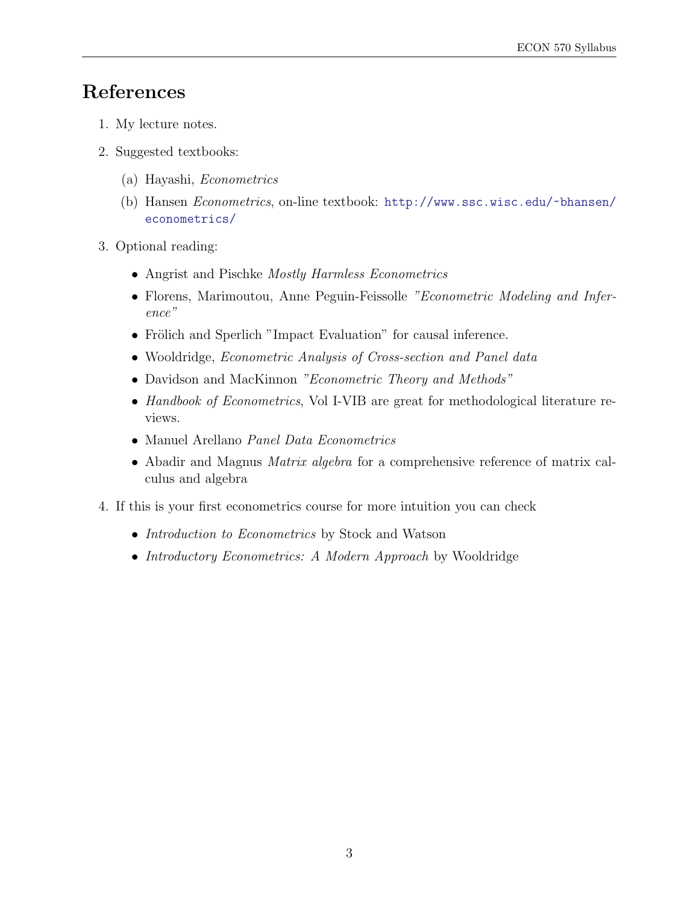# References

1. My lecture notes.
2. Suggested textbooks:
   (a) Hayashi, *Econometrics*
   (b) Hansen *Econometrics*, on-line textbook: http://www.ssc.wisc.edu/~bhansen/econometrics/
3. Optional reading:
   - Angrist and Pischke *Mostly Harmless Econometrics*
   - Florens, Marimoutou, Anne Peguin-Feissolle *"Econometric Modeling and Inference"*
   - Frölich and Sperlich "Impact Evaluation" for causal inference.
   - Wooldridge, *Econometric Analysis of Cross-section and Panel data*
   - Davidson and MacKinnon *"Econometric Theory and Methods"*
   - *Handbook of Econometrics*, Vol I-VIB are great for methodological literature reviews.
   - Manuel Arellano *Panel Data Econometrics*
   - Abadir and Magnus *Matrix algebra* for a comprehensive reference of matrix calculus and algebra
4. If this is your first econometrics course for more intuition you can check
   - *Introduction to Econometrics* by Stock and Watson
   - *Introductory Econometrics: A Modern Approach* by Wooldridge